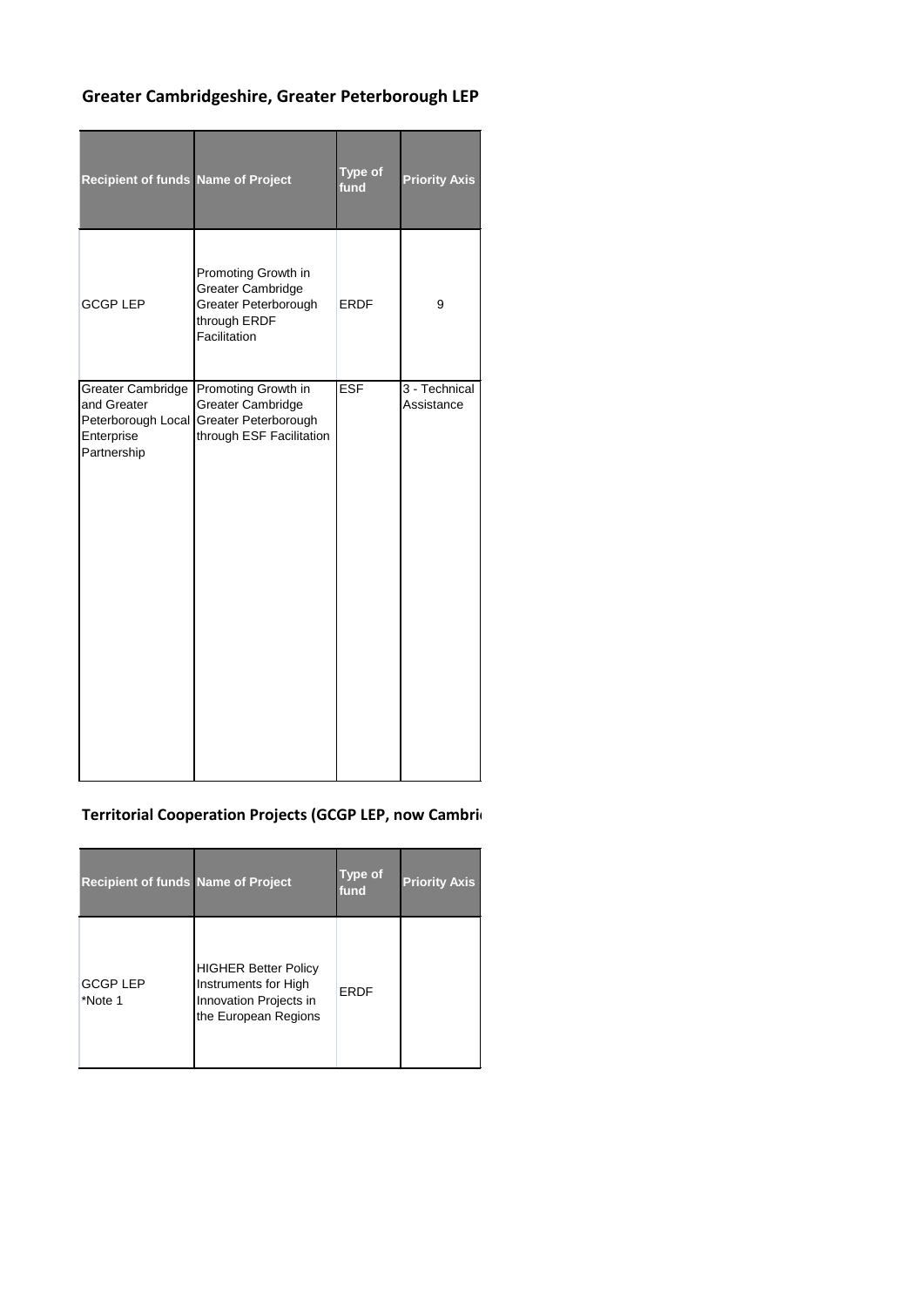## Greater Cambridgeshire, Greater Peterborough LEP

| Recipient of funds | Name of Project | Type of fund | Priority Axis |
|---|---|---|---|
| GCGP LEP | Promoting Growth in Greater Cambridge Greater Peterborough through ERDF Facilitation | ERDF | 9 |
| Greater Cambridge and Greater Peterborough Local Enterprise Partnership | Promoting Growth in Greater Cambridge Greater Peterborough through ESF Facilitation | ESF | 3 - Technical Assistance |

## Territorial Cooperation Projects (GCGP LEP, now Cambri

| Recipient of funds | Name of Project | Type of fund | Priority Axis |
|---|---|---|---|
| GCGP LEP *Note 1 | HIGHER Better Policy Instruments for High Innovation Projects in the European Regions | ERDF | |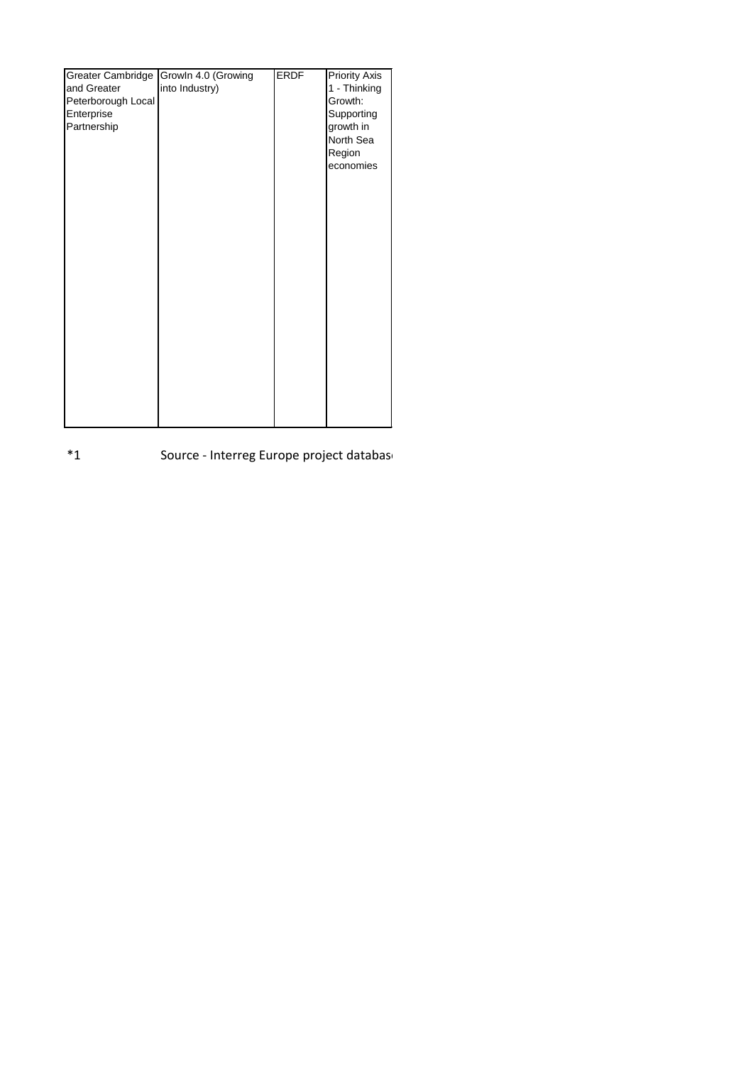| | | | |
|---|---|---|---|
| Greater Cambridge and Greater Peterborough Local Enterprise Partnership | GrowIn 4.0 (Growing into Industry) | ERDF | Priority Axis 1 - Thinking Growth: Supporting growth in North Sea Region economies |

*1 Source - Interreg Europe project databas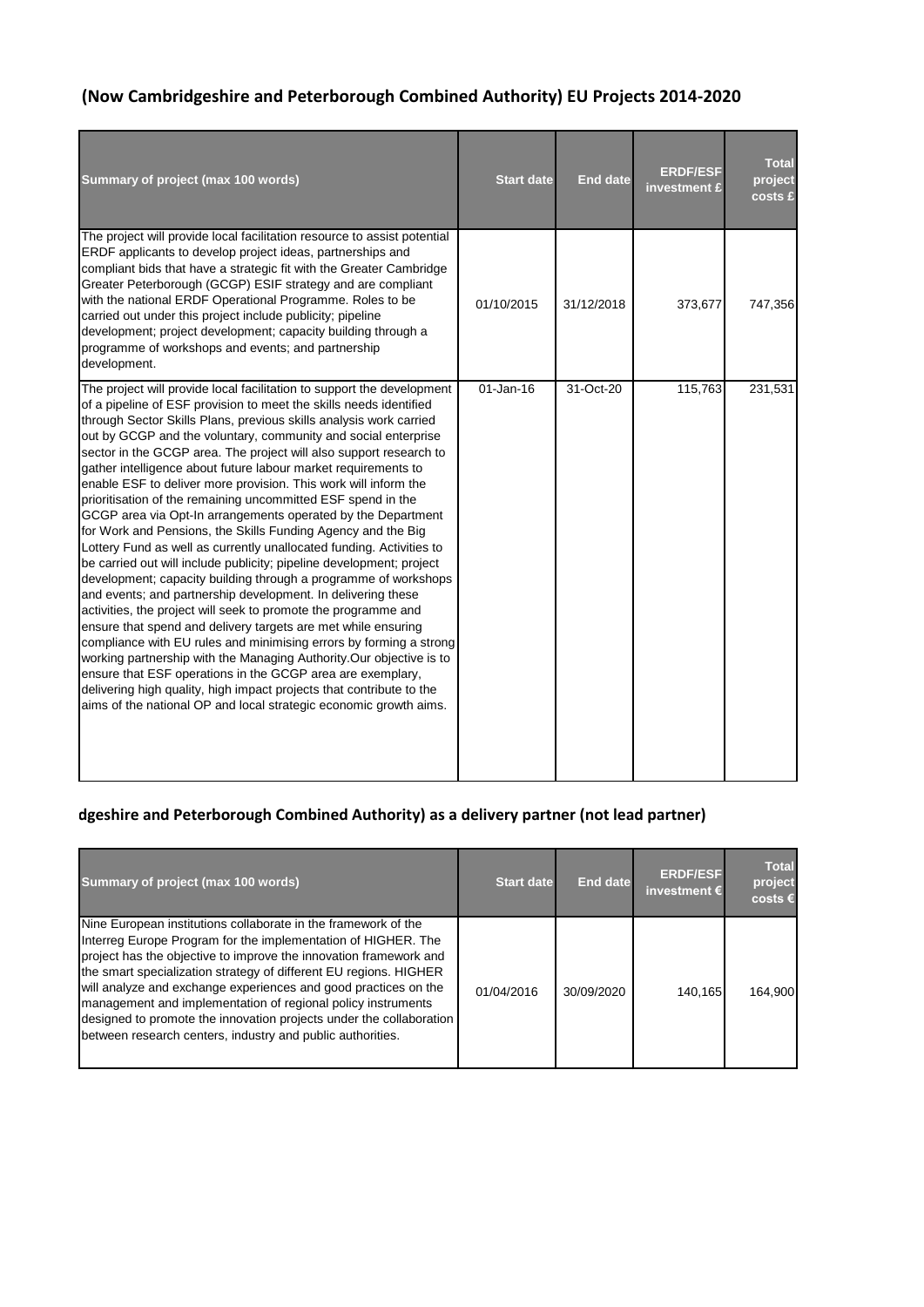## (Now Cambridgeshire and Peterborough Combined Authority) EU Projects 2014-2020

| Summary of project (max 100 words) | Start date | End date | ERDF/ESF investment £ | Total project costs £ |
|---|---|---|---|---|
| The project will provide local facilitation resource to assist potential ERDF applicants to develop project ideas, partnerships and compliant bids that have a strategic fit with the Greater Cambridge Greater Peterborough (GCGP) ESIF strategy and are compliant with the national ERDF Operational Programme. Roles to be carried out under this project include publicity; pipeline development; project development; capacity building through a programme of workshops and events; and partnership development. | 01/10/2015 | 31/12/2018 | 373,677 | 747,356 |
| The project will provide local facilitation to support the development of a pipeline of ESF provision to meet the skills needs identified through Sector Skills Plans, previous skills analysis work carried out by GCGP and the voluntary, community and social enterprise sector in the GCGP area. The project will also support research to gather intelligence about future labour market requirements to enable ESF to deliver more provision. This work will inform the prioritisation of the remaining uncommitted ESF spend in the GCGP area via Opt-In arrangements operated by the Department for Work and Pensions, the Skills Funding Agency and the Big Lottery Fund as well as currently unallocated funding. Activities to be carried out will include publicity; pipeline development; project development; capacity building through a programme of workshops and events; and partnership development. In delivering these activities, the project will seek to promote the programme and ensure that spend and delivery targets are met while ensuring compliance with EU rules and minimising errors by forming a strong working partnership with the Managing Authority.Our objective is to ensure that ESF operations in the GCGP area are exemplary, delivering high quality, high impact projects that contribute to the aims of the national OP and local strategic economic growth aims. | 01-Jan-16 | 31-Oct-20 | 115,763 | 231,531 |

## dgeshire and Peterborough Combined Authority) as a delivery partner (not lead partner)

| Summary of project (max 100 words) | Start date | End date | ERDF/ESF investment € | Total project costs € |
|---|---|---|---|---|
| Nine European institutions collaborate in the framework of the Interreg Europe Program for the implementation of HIGHER. The project has the objective to improve the innovation framework and the smart specialization strategy of different EU regions. HIGHER will analyze and exchange experiences and good practices on the management and implementation of regional policy instruments designed to promote the innovation projects under the collaboration between research centers, industry and public authorities. | 01/04/2016 | 30/09/2020 | 140,165 | 164,900 |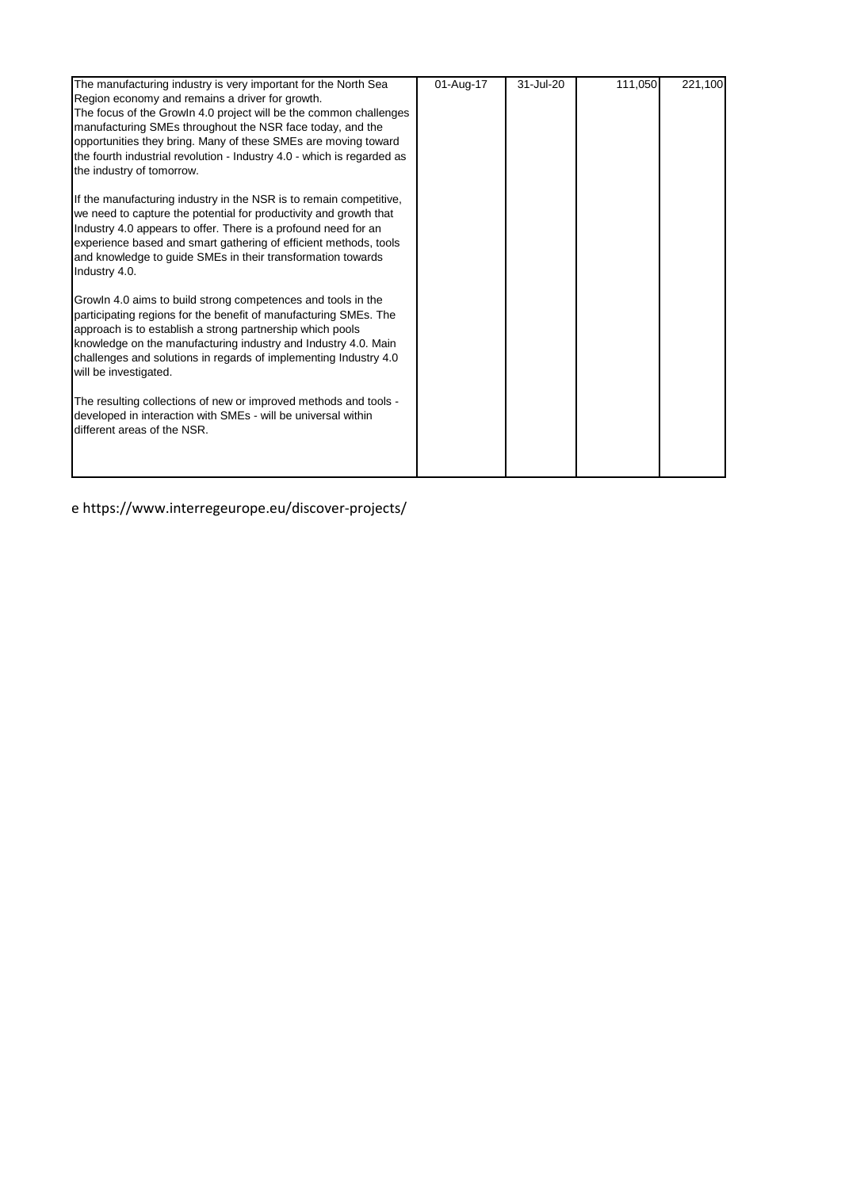| | | | | |
|---|---|---|---|---|
| The manufacturing industry is very important for the North Sea Region economy and remains a driver for growth.<br>The focus of the GrowIn 4.0 project will be the common challenges manufacturing SMEs throughout the NSR face today, and the opportunities they bring. Many of these SMEs are moving toward the fourth industrial revolution - Industry 4.0 - which is regarded as the industry of tomorrow.<br><br>If the manufacturing industry in the NSR is to remain competitive, we need to capture the potential for productivity and growth that Industry 4.0 appears to offer. There is a profound need for an experience based and smart gathering of efficient methods, tools and knowledge to guide SMEs in their transformation towards Industry 4.0.<br><br>GrowIn 4.0 aims to build strong competences and tools in the participating regions for the benefit of manufacturing SMEs. The approach is to establish a strong partnership which pools knowledge on the manufacturing industry and Industry 4.0. Main challenges and solutions in regards of implementing Industry 4.0 will be investigated.<br><br>The resulting collections of new or improved methods and tools - developed in interaction with SMEs - will be universal within different areas of the NSR. | 01-Aug-17 | 31-Jul-20 | 111,050 | 221,100 |

e https://www.interregeurope.eu/discover-projects/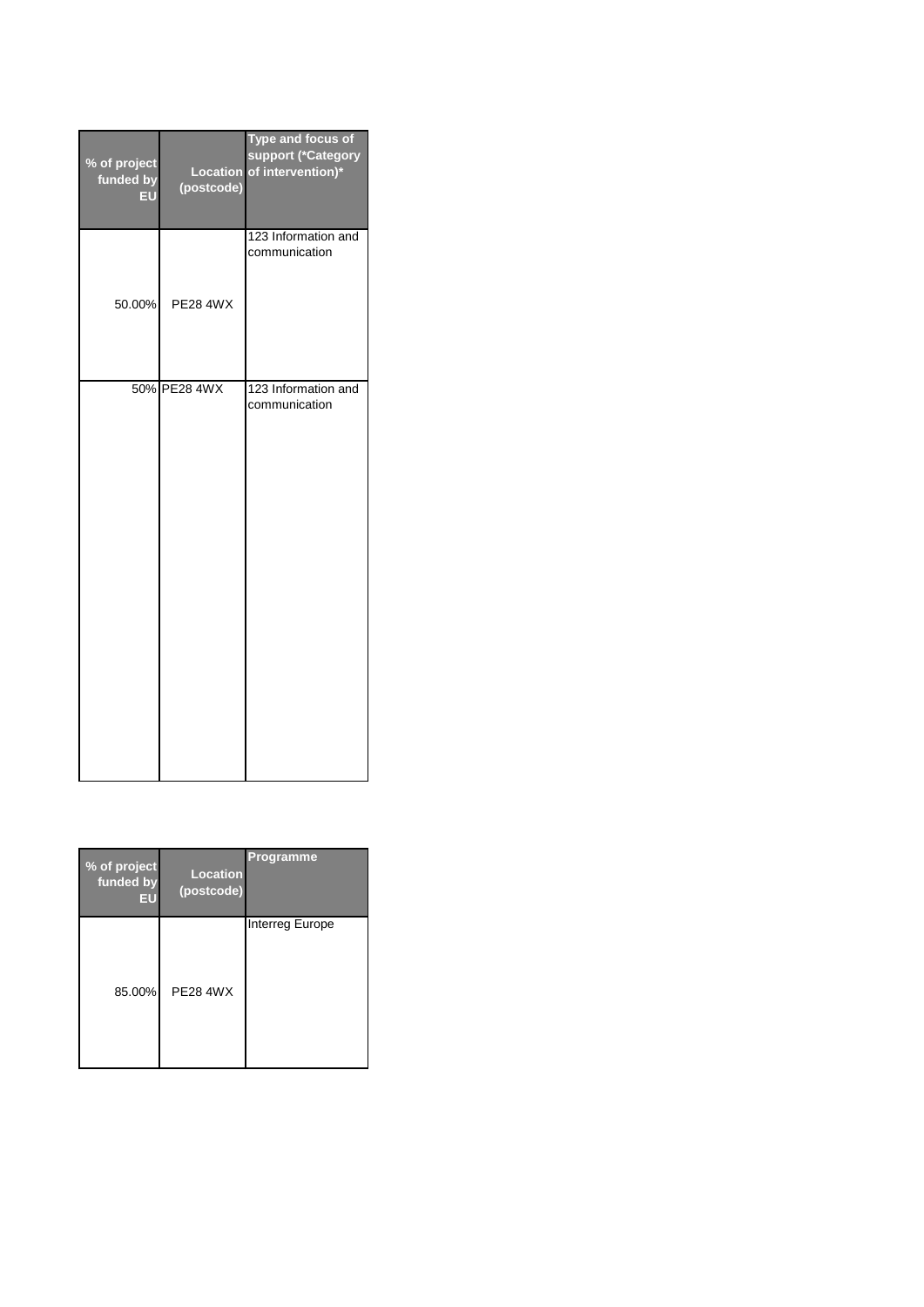| % of project funded by EU | Location (postcode) | Type and focus of support (*Category of intervention)* |
|---|---|---|
| 50.00% | PE28 4WX | 123 Information and communication |
| 50% | PE28 4WX | 123 Information and communication |

| % of project funded by EU | Location (postcode) | Programme |
|---|---|---|
| 85.00% | PE28 4WX | Interreg Europe |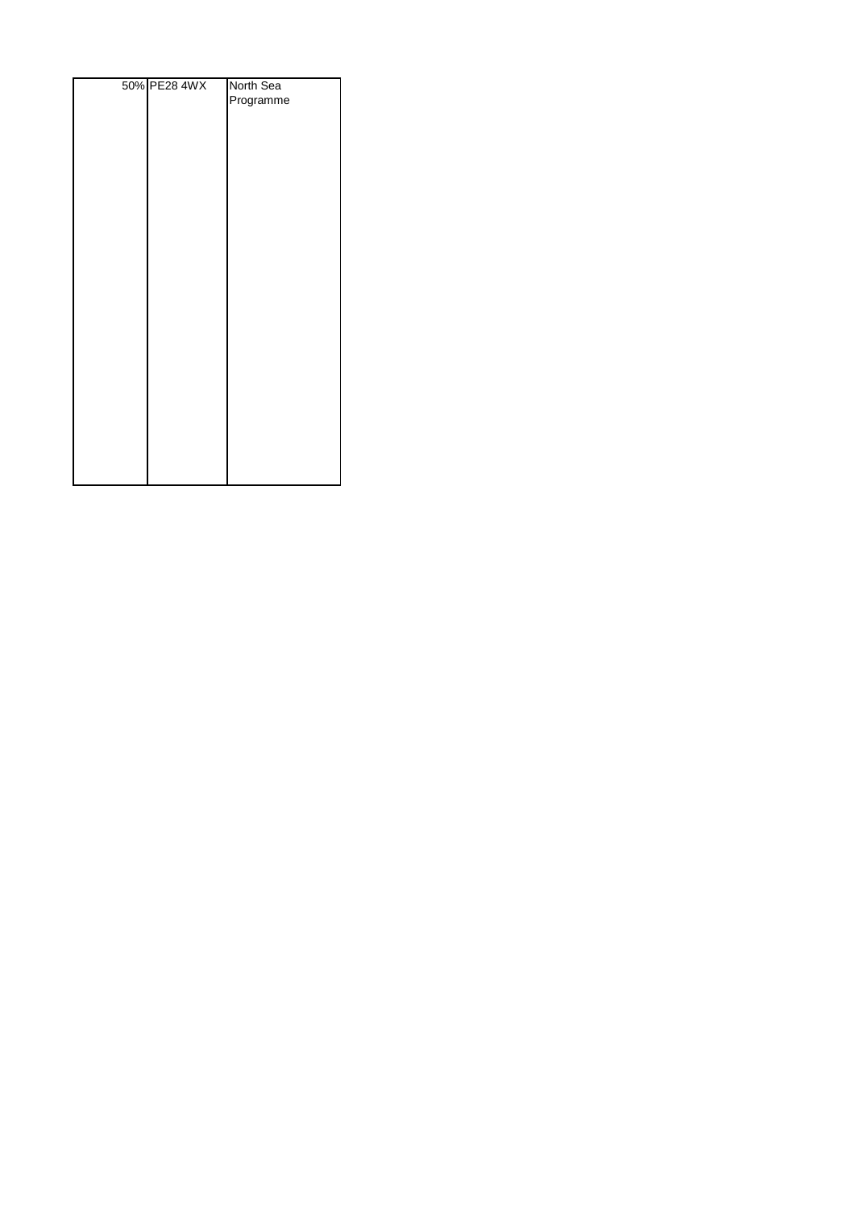| | | |
|---|---|---|
| 50% | PE28 4WX | North Sea Programme |